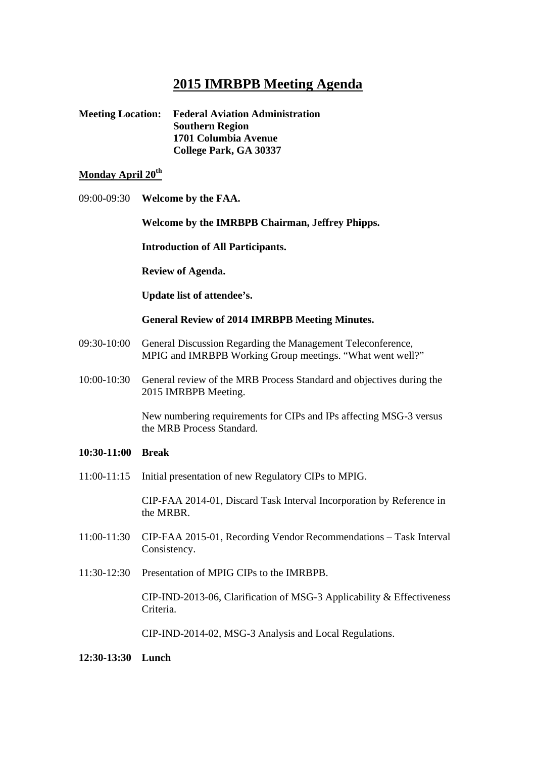# 2015 IMRBPB Meeting Agenda

**Meeting Location:** **Federal Aviation Administration**
**Southern Region**
**1701 Columbia Avenue**
**College Park, GA 30337**

## Monday April 20th

09:00-09:30 **Welcome by the FAA.**

**Welcome by the IMRBPB Chairman, Jeffrey Phipps.**

**Introduction of All Participants.**

**Review of Agenda.**

**Update list of attendee's.**

**General Review of 2014 IMRBPB Meeting Minutes.**

09:30-10:00 General Discussion Regarding the Management Teleconference, MPIG and IMRBPB Working Group meetings. "What went well?"

10:00-10:30 General review of the MRB Process Standard and objectives during the 2015 IMRBPB Meeting.

New numbering requirements for CIPs and IPs affecting MSG-3 versus the MRB Process Standard.

**10:30-11:00 Break**

11:00-11:15 Initial presentation of new Regulatory CIPs to MPIG.

CIP-FAA 2014-01, Discard Task Interval Incorporation by Reference in the MRBR.

11:00-11:30 CIP-FAA 2015-01, Recording Vendor Recommendations – Task Interval Consistency.

11:30-12:30 Presentation of MPIG CIPs to the IMRBPB.

CIP-IND-2013-06, Clarification of MSG-3 Applicability & Effectiveness Criteria.

CIP-IND-2014-02, MSG-3 Analysis and Local Regulations.

**12:30-13:30 Lunch**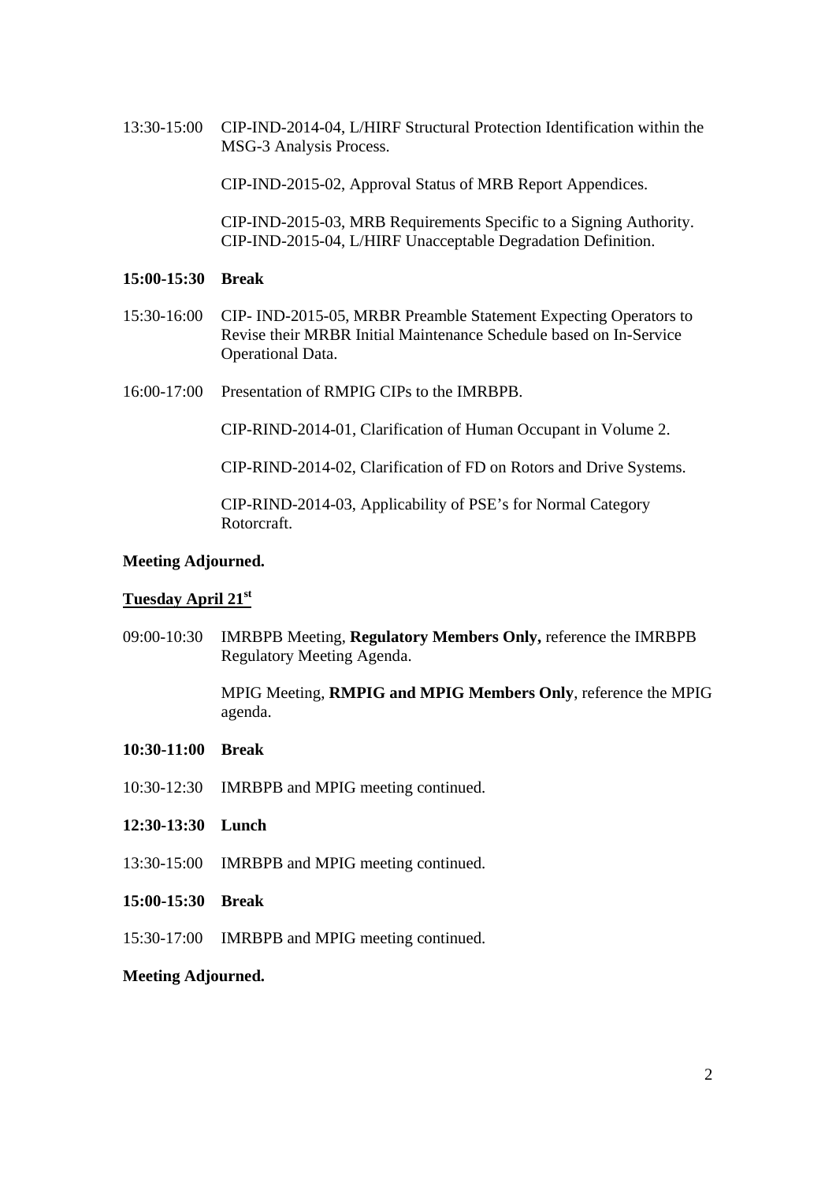13:30-15:00 CIP-IND-2014-04, L/HIRF Structural Protection Identification within the MSG-3 Analysis Process.

CIP-IND-2015-02, Approval Status of MRB Report Appendices.

CIP-IND-2015-03, MRB Requirements Specific to a Signing Authority.
CIP-IND-2015-04, L/HIRF Unacceptable Degradation Definition.

**15:00-15:30 Break**

15:30-16:00 CIP- IND-2015-05, MRBR Preamble Statement Expecting Operators to Revise their MRBR Initial Maintenance Schedule based on In-Service Operational Data.

16:00-17:00 Presentation of RMPIG CIPs to the IMRBPB.

CIP-RIND-2014-01, Clarification of Human Occupant in Volume 2.

CIP-RIND-2014-02, Clarification of FD on Rotors and Drive Systems.

CIP-RIND-2014-03, Applicability of PSE's for Normal Category Rotorcraft.

**Meeting Adjourned.**

**<u>Tuesday April 21st</u>**

09:00-10:30 IMRBPB Meeting, **Regulatory Members Only,** reference the IMRBPB Regulatory Meeting Agenda.

MPIG Meeting, **RMPIG and MPIG Members Only**, reference the MPIG agenda.

**10:30-11:00 Break**

10:30-12:30 IMRBPB and MPIG meeting continued.

**12:30-13:30 Lunch**

13:30-15:00 IMRBPB and MPIG meeting continued.

**15:00-15:30 Break**

15:30-17:00 IMRBPB and MPIG meeting continued.

**Meeting Adjourned.**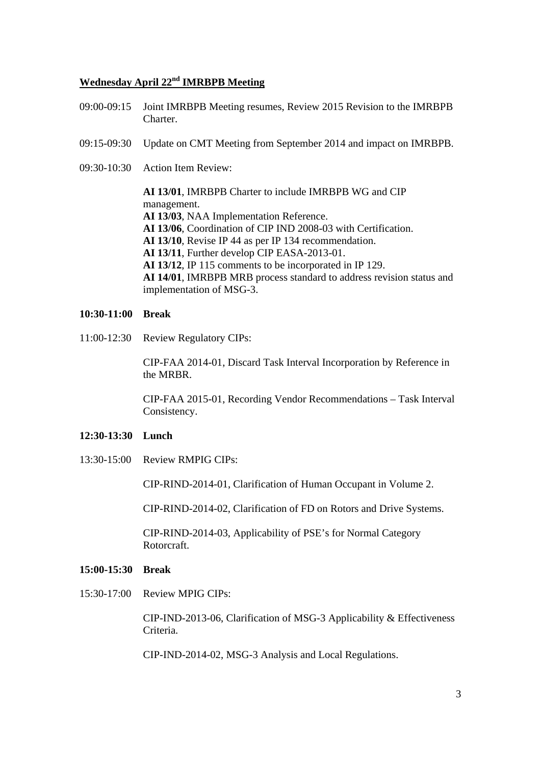**<u>Wednesday April 22nd IMRBPB Meeting</u>**

09:00-09:15 Joint IMRBPB Meeting resumes, Review 2015 Revision to the IMRBPB Charter.

09:15-09:30 Update on CMT Meeting from September 2014 and impact on IMRBPB.

09:30-10:30 Action Item Review:

**AI 13/01**, IMRBPB Charter to include IMRBPB WG and CIP management.
**AI 13/03**, NAA Implementation Reference.
**AI 13/06**, Coordination of CIP IND 2008-03 with Certification.
**AI 13/10**, Revise IP 44 as per IP 134 recommendation.
**AI 13/11**, Further develop CIP EASA-2013-01.
**AI 13/12**, IP 115 comments to be incorporated in IP 129.
**AI 14/01**, IMRBPB MRB process standard to address revision status and implementation of MSG-3.

**10:30-11:00 Break**

11:00-12:30 Review Regulatory CIPs:

CIP-FAA 2014-01, Discard Task Interval Incorporation by Reference in the MRBR.

CIP-FAA 2015-01, Recording Vendor Recommendations – Task Interval Consistency.

**12:30-13:30 Lunch**

13:30-15:00 Review RMPIG CIPs:

CIP-RIND-2014-01, Clarification of Human Occupant in Volume 2.

CIP-RIND-2014-02, Clarification of FD on Rotors and Drive Systems.

CIP-RIND-2014-03, Applicability of PSE's for Normal Category Rotorcraft.

**15:00-15:30 Break**

15:30-17:00 Review MPIG CIPs:

CIP-IND-2013-06, Clarification of MSG-3 Applicability & Effectiveness Criteria.

CIP-IND-2014-02, MSG-3 Analysis and Local Regulations.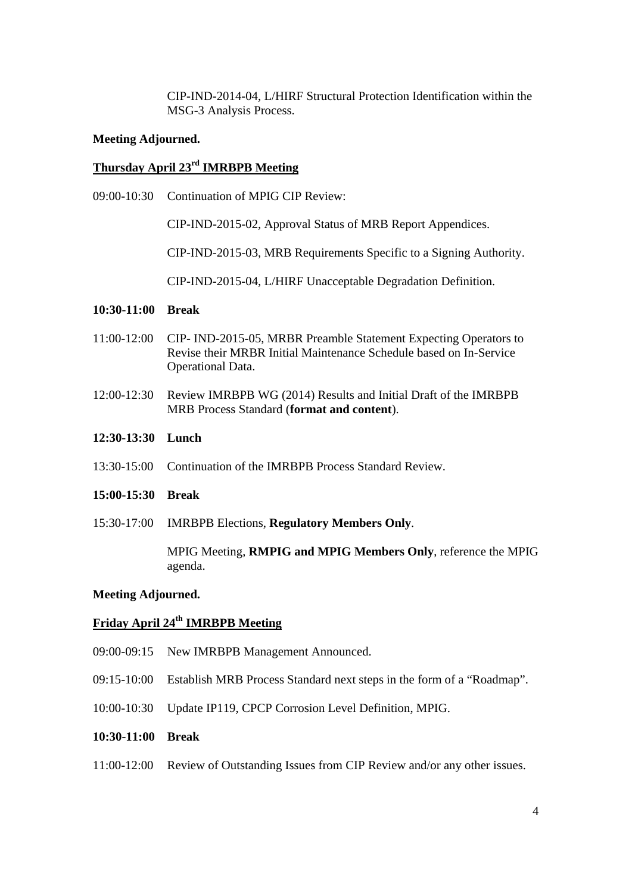CIP-IND-2014-04, L/HIRF Structural Protection Identification within the MSG-3 Analysis Process.

**Meeting Adjourned.**

## Thursday April 23rd IMRBPB Meeting

09:00-10:30 Continuation of MPIG CIP Review:

CIP-IND-2015-02, Approval Status of MRB Report Appendices.

CIP-IND-2015-03, MRB Requirements Specific to a Signing Authority.

CIP-IND-2015-04, L/HIRF Unacceptable Degradation Definition.

**10:30-11:00 Break**

11:00-12:00 CIP- IND-2015-05, MRBR Preamble Statement Expecting Operators to Revise their MRBR Initial Maintenance Schedule based on In-Service Operational Data.

12:00-12:30 Review IMRBPB WG (2014) Results and Initial Draft of the IMRBPB MRB Process Standard (**format and content**).

**12:30-13:30 Lunch**

13:30-15:00 Continuation of the IMRBPB Process Standard Review.

**15:00-15:30 Break**

15:30-17:00 IMRBPB Elections, **Regulatory Members Only**.

MPIG Meeting, **RMPIG and MPIG Members Only**, reference the MPIG agenda.

**Meeting Adjourned.**

## Friday April 24th IMRBPB Meeting

09:00-09:15 New IMRBPB Management Announced.

09:15-10:00 Establish MRB Process Standard next steps in the form of a "Roadmap".

10:00-10:30 Update IP119, CPCP Corrosion Level Definition, MPIG.

**10:30-11:00 Break**

11:00-12:00 Review of Outstanding Issues from CIP Review and/or any other issues.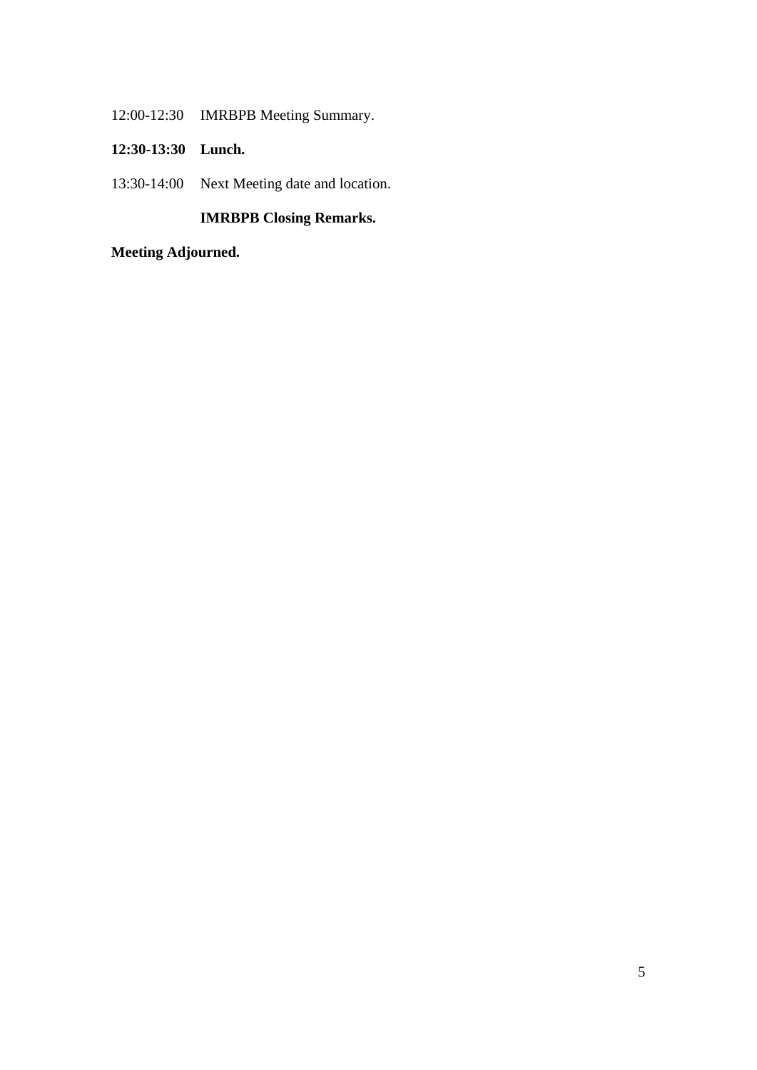12:00-12:30 IMRBPB Meeting Summary.

**12:30-13:30 Lunch.**

13:30-14:00 Next Meeting date and location.

**IMRBPB Closing Remarks.**

**Meeting Adjourned.**